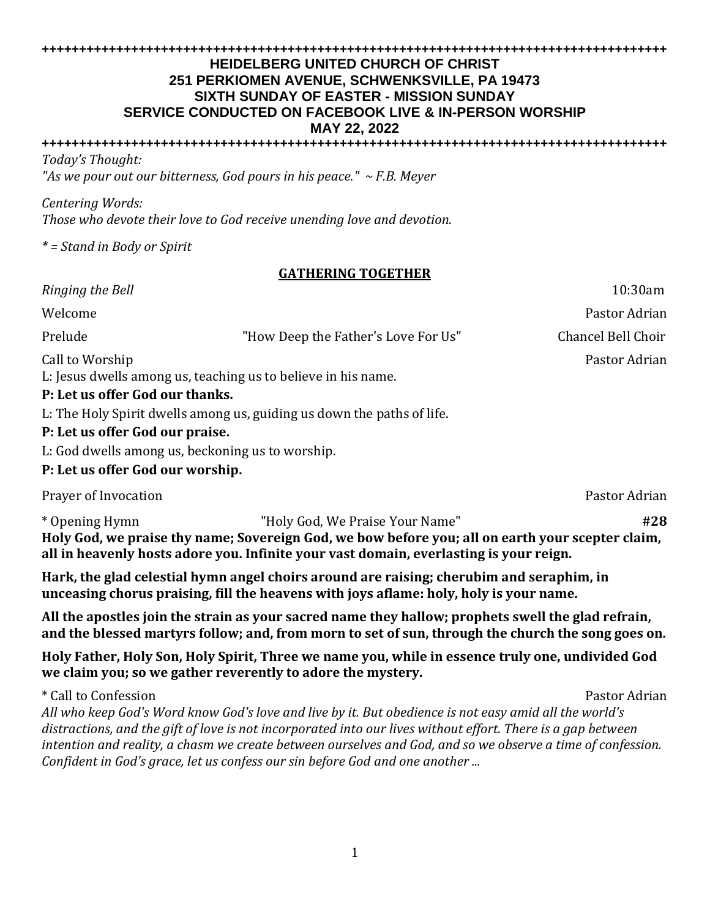++++++++++++++++++++++++++++++++++++++++++++++++++++++++++++++++++++++++++++++++++++++++++

# HEIDELBERG UNITED CHURCH OF CHRIST
## 251 PERKIOMEN AVENUE, SCHWENKSVILLE, PA 19473
## SIXTH SUNDAY OF EASTER - MISSION SUNDAY
## SERVICE CONDUCTED ON FACEBOOK LIVE & IN-PERSON WORSHIP
## MAY 22, 2022

++++++++++++++++++++++++++++++++++++++++++++++++++++++++++++++++++++++++++++++++++++++++++

*Today's Thought:*
*"As we pour out our bitterness, God pours in his peace." ~ F.B. Meyer*

*Centering Words:*
*Those who devote their love to God receive unending love and devotion.*

*\* = Stand in Body or Spirit*

**GATHERING TOGETHER**

*Ringing the Bell* 10:30am

Welcome Pastor Adrian

Prelude "How Deep the Father's Love For Us" Chancel Bell Choir

Call to Worship Pastor Adrian

L: Jesus dwells among us, teaching us to believe in his name.

**P: Let us offer God our thanks.**

L: The Holy Spirit dwells among us, guiding us down the paths of life.

**P: Let us offer God our praise.**

L: God dwells among us, beckoning us to worship.

**P: Let us offer God our worship.**

Prayer of Invocation Pastor Adrian

\* Opening Hymn "Holy God, We Praise Your Name" **#28**

**Holy God, we praise thy name; Sovereign God, we bow before you; all on earth your scepter claim, all in heavenly hosts adore you. Infinite your vast domain, everlasting is your reign.**

**Hark, the glad celestial hymn angel choirs around are raising; cherubim and seraphim, in unceasing chorus praising, fill the heavens with joys aflame: holy, holy is your name.**

**All the apostles join the strain as your sacred name they hallow; prophets swell the glad refrain, and the blessed martyrs follow; and, from morn to set of sun, through the church the song goes on.**

**Holy Father, Holy Son, Holy Spirit, Three we name you, while in essence truly one, undivided God we claim you; so we gather reverently to adore the mystery.**

\* Call to Confession Pastor Adrian

*All who keep God's Word know God's love and live by it. But obedience is not easy amid all the world's distractions, and the gift of love is not incorporated into our lives without effort. There is a gap between intention and reality, a chasm we create between ourselves and God, and so we observe a time of confession. Confident in God's grace, let us confess our sin before God and one another ...*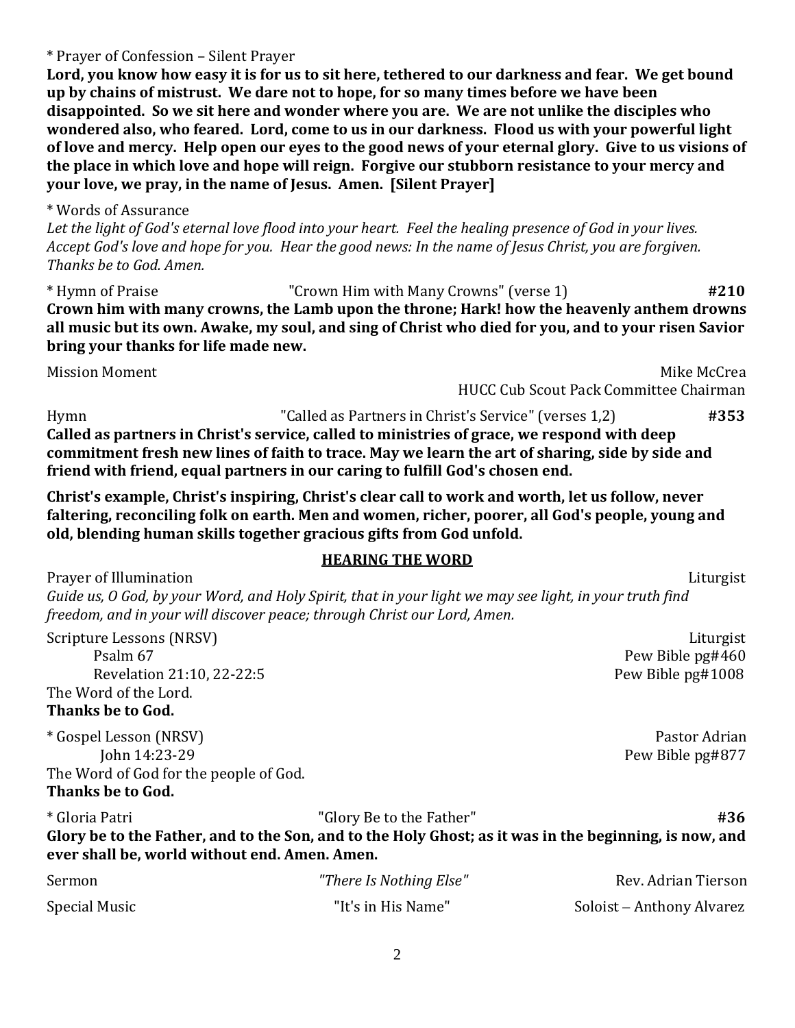\* Prayer of Confession – Silent Prayer

**Lord, you know how easy it is for us to sit here, tethered to our darkness and fear. We get bound up by chains of mistrust. We dare not to hope, for so many times before we have been disappointed. So we sit here and wonder where you are. We are not unlike the disciples who wondered also, who feared. Lord, come to us in our darkness. Flood us with your powerful light of love and mercy. Help open our eyes to the good news of your eternal glory. Give to us visions of the place in which love and hope will reign. Forgive our stubborn resistance to your mercy and your love, we pray, in the name of Jesus. Amen. [Silent Prayer]**

\* Words of Assurance

*Let the light of God's eternal love flood into your heart. Feel the healing presence of God in your lives. Accept God's love and hope for you. Hear the good news: In the name of Jesus Christ, you are forgiven. Thanks be to God. Amen.*

\* Hymn of Praise — "Crown Him with Many Crowns" (verse 1) — **#210**

**Crown him with many crowns, the Lamb upon the throne; Hark! how the heavenly anthem drowns all music but its own. Awake, my soul, and sing of Christ who died for you, and to your risen Savior bring your thanks for life made new.**

Mission Moment — Mike McCrea, HUCC Cub Scout Pack Committee Chairman

Hymn — "Called as Partners in Christ's Service" (verses 1,2) — **#353**

**Called as partners in Christ's service, called to ministries of grace, we respond with deep commitment fresh new lines of faith to trace. May we learn the art of sharing, side by side and friend with friend, equal partners in our caring to fulfill God's chosen end.**

**Christ's example, Christ's inspiring, Christ's clear call to work and worth, let us follow, never faltering, reconciling folk on earth. Men and women, richer, poorer, all God's people, young and old, blending human skills together gracious gifts from God unfold.**

## HEARING THE WORD

Prayer of Illumination — Liturgist

*Guide us, O God, by your Word, and Holy Spirit, that in your light we may see light, in your truth find freedom, and in your will discover peace; through Christ our Lord, Amen.*

Scripture Lessons (NRSV) — Liturgist

- Psalm 67 — Pew Bible pg#460
- Revelation 21:10, 22-22:5 — Pew Bible pg#1008

The Word of the Lord.

**Thanks be to God.**

\* Gospel Lesson (NRSV) — Pastor Adrian

- John 14:23-29 — Pew Bible pg#877

The Word of God for the people of God.

**Thanks be to God.**

\* Gloria Patri — "Glory Be to the Father" — **#36**

**Glory be to the Father, and to the Son, and to the Holy Ghost; as it was in the beginning, is now, and ever shall be, world without end. Amen. Amen.**

Sermon — *"There Is Nothing Else"* — Rev. Adrian Tierson

Special Music — "It's in His Name" — Soloist – Anthony Alvarez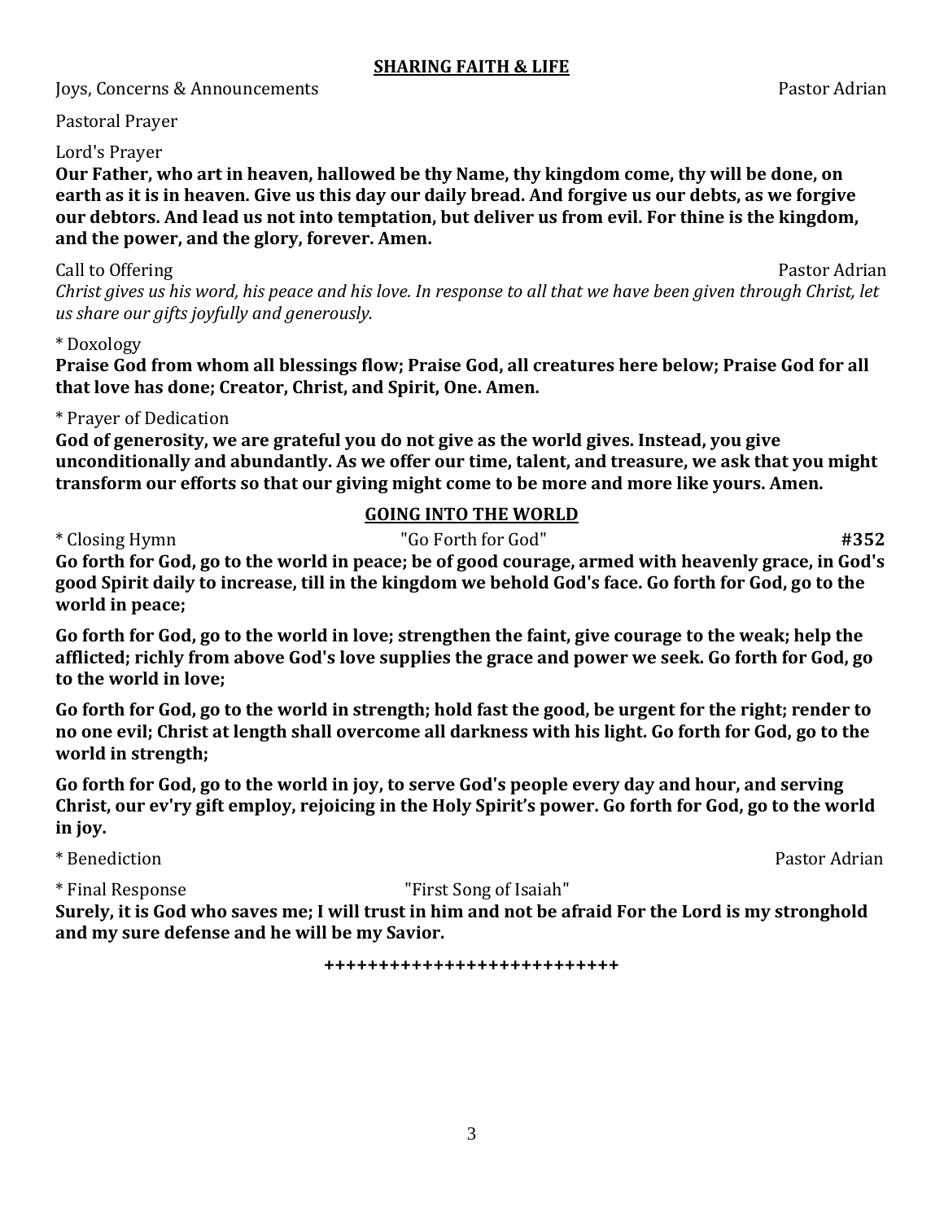**SHARING FAITH & LIFE**

Joys, Concerns & Announcements Pastor Adrian

Pastoral Prayer

Lord's Prayer

**Our Father, who art in heaven, hallowed be thy Name, thy kingdom come, thy will be done, on earth as it is in heaven. Give us this day our daily bread. And forgive us our debts, as we forgive our debtors. And lead us not into temptation, but deliver us from evil. For thine is the kingdom, and the power, and the glory, forever. Amen.**

Call to Offering Pastor Adrian

*Christ gives us his word, his peace and his love. In response to all that we have been given through Christ, let us share our gifts joyfully and generously.*

* Doxology

**Praise God from whom all blessings flow; Praise God, all creatures here below; Praise God for all that love has done; Creator, Christ, and Spirit, One. Amen.**

* Prayer of Dedication

**God of generosity, we are grateful you do not give as the world gives. Instead, you give unconditionally and abundantly. As we offer our time, talent, and treasure, we ask that you might transform our efforts so that our giving might come to be more and more like yours. Amen.**

**GOING INTO THE WORLD**

* Closing Hymn "Go Forth for God" **#352**

**Go forth for God, go to the world in peace; be of good courage, armed with heavenly grace, in God's good Spirit daily to increase, till in the kingdom we behold God's face. Go forth for God, go to the world in peace;**

**Go forth for God, go to the world in love; strengthen the faint, give courage to the weak; help the afflicted; richly from above God's love supplies the grace and power we seek. Go forth for God, go to the world in love;**

**Go forth for God, go to the world in strength; hold fast the good, be urgent for the right; render to no one evil; Christ at length shall overcome all darkness with his light. Go forth for God, go to the world in strength;**

**Go forth for God, go to the world in joy, to serve God's people every day and hour, and serving Christ, our ev'ry gift employ, rejoicing in the Holy Spirit's power. Go forth for God, go to the world in joy.**

* Benediction Pastor Adrian

* Final Response "First Song of Isaiah"

**Surely, it is God who saves me; I will trust in him and not be afraid For the Lord is my stronghold and my sure defense and he will be my Savior.**

**+++++++++++++++++++++++++++**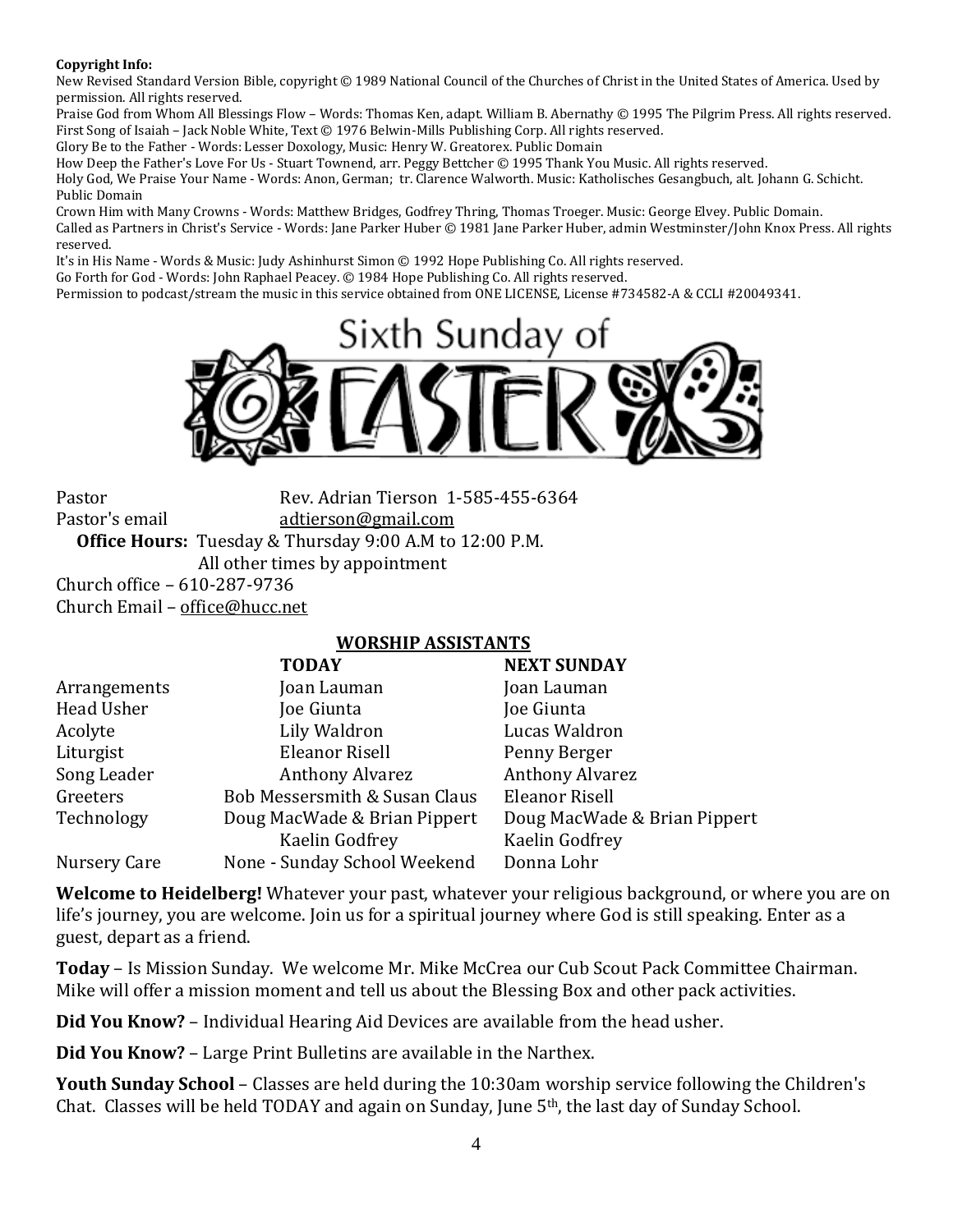**Copyright Info:**

New Revised Standard Version Bible, copyright © 1989 National Council of the Churches of Christ in the United States of America. Used by permission. All rights reserved.

Praise God from Whom All Blessings Flow – Words: Thomas Ken, adapt. William B. Abernathy © 1995 The Pilgrim Press. All rights reserved.

First Song of Isaiah – Jack Noble White, Text © 1976 Belwin-Mills Publishing Corp. All rights reserved.

Glory Be to the Father - Words: Lesser Doxology, Music: Henry W. Greatorex. Public Domain

How Deep the Father's Love For Us - Stuart Townend, arr. Peggy Bettcher © 1995 Thank You Music. All rights reserved.

Holy God, We Praise Your Name - Words: Anon, German; tr. Clarence Walworth. Music: Katholisches Gesangbuch, alt. Johann G. Schicht. Public Domain

Crown Him with Many Crowns - Words: Matthew Bridges, Godfrey Thring, Thomas Troeger. Music: George Elvey. Public Domain.

Called as Partners in Christ's Service - Words: Jane Parker Huber © 1981 Jane Parker Huber, admin Westminster/John Knox Press. All rights reserved.

It's in His Name - Words & Music: Judy Ashinhurst Simon © 1992 Hope Publishing Co. All rights reserved.

Go Forth for God - Words: John Raphael Peacey. © 1984 Hope Publishing Co. All rights reserved.

Permission to podcast/stream the music in this service obtained from ONE LICENSE, License #734582-A & CCLI #20049341.

# Sixth Sunday of EASTER

Pastor Rev. Adrian Tierson 1-585-455-6364

Pastor's email adtierson@gmail.com

**Office Hours:** Tuesday & Thursday 9:00 A.M to 12:00 P.M.
All other times by appointment

Church office – 610-287-9736

Church Email – office@hucc.net

## WORSHIP ASSISTANTS

| | TODAY | NEXT SUNDAY |
|---|---|---|
| Arrangements | Joan Lauman | Joan Lauman |
| Head Usher | Joe Giunta | Joe Giunta |
| Acolyte | Lily Waldron | Lucas Waldron |
| Liturgist | Eleanor Risell | Penny Berger |
| Song Leader | Anthony Alvarez | Anthony Alvarez |
| Greeters | Bob Messersmith & Susan Claus | Eleanor Risell |
| Technology | Doug MacWade & Brian Pippert<br>Kaelin Godfrey | Doug MacWade & Brian Pippert<br>Kaelin Godfrey |
| Nursery Care | None - Sunday School Weekend | Donna Lohr |

**Welcome to Heidelberg!** Whatever your past, whatever your religious background, or where you are on life's journey, you are welcome. Join us for a spiritual journey where God is still speaking. Enter as a guest, depart as a friend.

**Today** – Is Mission Sunday. We welcome Mr. Mike McCrea our Cub Scout Pack Committee Chairman. Mike will offer a mission moment and tell us about the Blessing Box and other pack activities.

**Did You Know?** – Individual Hearing Aid Devices are available from the head usher.

**Did You Know?** – Large Print Bulletins are available in the Narthex.

**Youth Sunday School** – Classes are held during the 10:30am worship service following the Children's Chat. Classes will be held TODAY and again on Sunday, June 5th, the last day of Sunday School.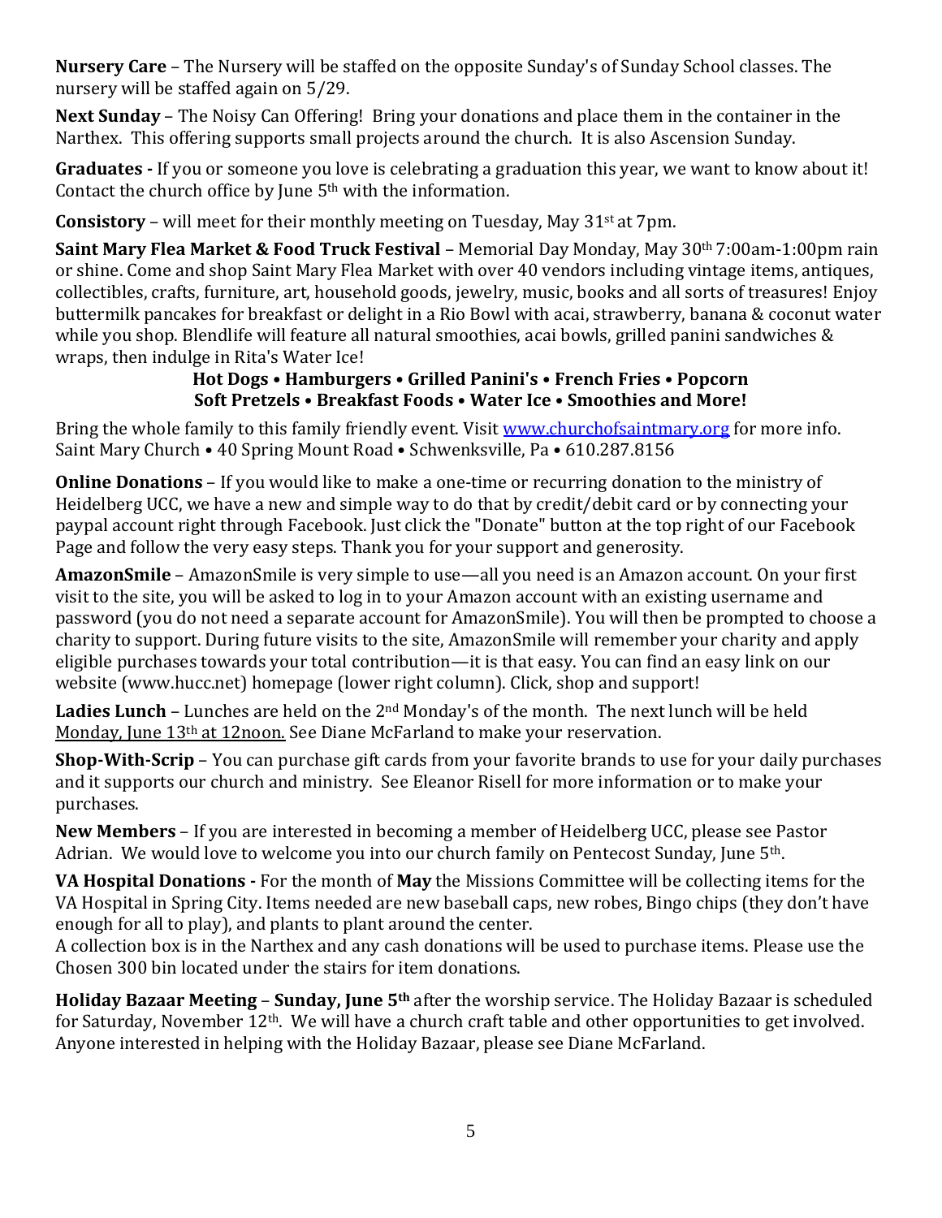**Nursery Care** – The Nursery will be staffed on the opposite Sunday's of Sunday School classes. The nursery will be staffed again on 5/29.

**Next Sunday** – The Noisy Can Offering! Bring your donations and place them in the container in the Narthex. This offering supports small projects around the church. It is also Ascension Sunday.

**Graduates -** If you or someone you love is celebrating a graduation this year, we want to know about it! Contact the church office by June 5th with the information.

**Consistory** – will meet for their monthly meeting on Tuesday, May 31st at 7pm.

**Saint Mary Flea Market & Food Truck Festival** – Memorial Day Monday, May 30th 7:00am-1:00pm rain or shine. Come and shop Saint Mary Flea Market with over 40 vendors including vintage items, antiques, collectibles, crafts, furniture, art, household goods, jewelry, music, books and all sorts of treasures! Enjoy buttermilk pancakes for breakfast or delight in a Rio Bowl with acai, strawberry, banana & coconut water while you shop. Blendlife will feature all natural smoothies, acai bowls, grilled panini sandwiches & wraps, then indulge in Rita's Water Ice!

**Hot Dogs • Hamburgers • Grilled Panini's • French Fries • Popcorn**
**Soft Pretzels • Breakfast Foods • Water Ice • Smoothies and More!**

Bring the whole family to this family friendly event. Visit [www.churchofsaintmary.org](www.churchofsaintmary.org) for more info.
Saint Mary Church • 40 Spring Mount Road • Schwenksville, Pa • 610.287.8156

**Online Donations** – If you would like to make a one-time or recurring donation to the ministry of Heidelberg UCC, we have a new and simple way to do that by credit/debit card or by connecting your paypal account right through Facebook. Just click the "Donate" button at the top right of our Facebook Page and follow the very easy steps. Thank you for your support and generosity.

**AmazonSmile** – AmazonSmile is very simple to use—all you need is an Amazon account. On your first visit to the site, you will be asked to log in to your Amazon account with an existing username and password (you do not need a separate account for AmazonSmile). You will then be prompted to choose a charity to support. During future visits to the site, AmazonSmile will remember your charity and apply eligible purchases towards your total contribution—it is that easy. You can find an easy link on our website (www.hucc.net) homepage (lower right column). Click, shop and support!

**Ladies Lunch** – Lunches are held on the 2nd Monday's of the month. The next lunch will be held Monday, June 13th at 12noon. See Diane McFarland to make your reservation.

**Shop-With-Scrip** – You can purchase gift cards from your favorite brands to use for your daily purchases and it supports our church and ministry. See Eleanor Risell for more information or to make your purchases.

**New Members** – If you are interested in becoming a member of Heidelberg UCC, please see Pastor Adrian. We would love to welcome you into our church family on Pentecost Sunday, June 5th.

**VA Hospital Donations -** For the month of **May** the Missions Committee will be collecting items for the VA Hospital in Spring City. Items needed are new baseball caps, new robes, Bingo chips (they don't have enough for all to play), and plants to plant around the center.
A collection box is in the Narthex and any cash donations will be used to purchase items. Please use the Chosen 300 bin located under the stairs for item donations.

**Holiday Bazaar Meeting** – **Sunday, June 5th** after the worship service. The Holiday Bazaar is scheduled for Saturday, November 12th. We will have a church craft table and other opportunities to get involved. Anyone interested in helping with the Holiday Bazaar, please see Diane McFarland.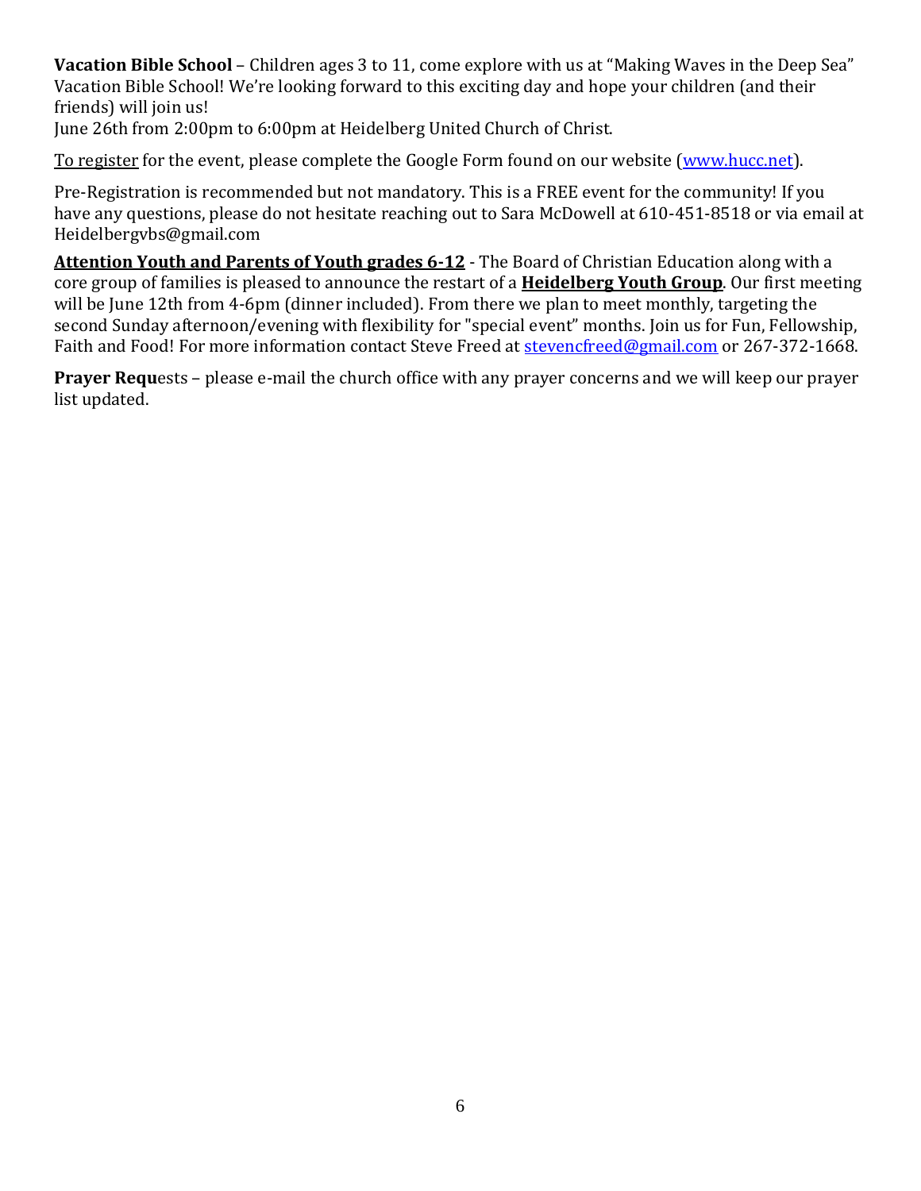**Vacation Bible School** – Children ages 3 to 11, come explore with us at "Making Waves in the Deep Sea" Vacation Bible School! We're looking forward to this exciting day and hope your children (and their friends) will join us!
June 26th from 2:00pm to 6:00pm at Heidelberg United Church of Christ.

To register for the event, please complete the Google Form found on our website (www.hucc.net).

Pre-Registration is recommended but not mandatory. This is a FREE event for the community! If you have any questions, please do not hesitate reaching out to Sara McDowell at 610-451-8518 or via email at Heidelbergvbs@gmail.com

**Attention Youth and Parents of Youth grades 6-12** - The Board of Christian Education along with a core group of families is pleased to announce the restart of a **Heidelberg Youth Group**. Our first meeting will be June 12th from 4-6pm (dinner included). From there we plan to meet monthly, targeting the second Sunday afternoon/evening with flexibility for "special event" months. Join us for Fun, Fellowship, Faith and Food! For more information contact Steve Freed at stevencfreed@gmail.com or 267-372-1668.

**Prayer Requ**ests – please e-mail the church office with any prayer concerns and we will keep our prayer list updated.